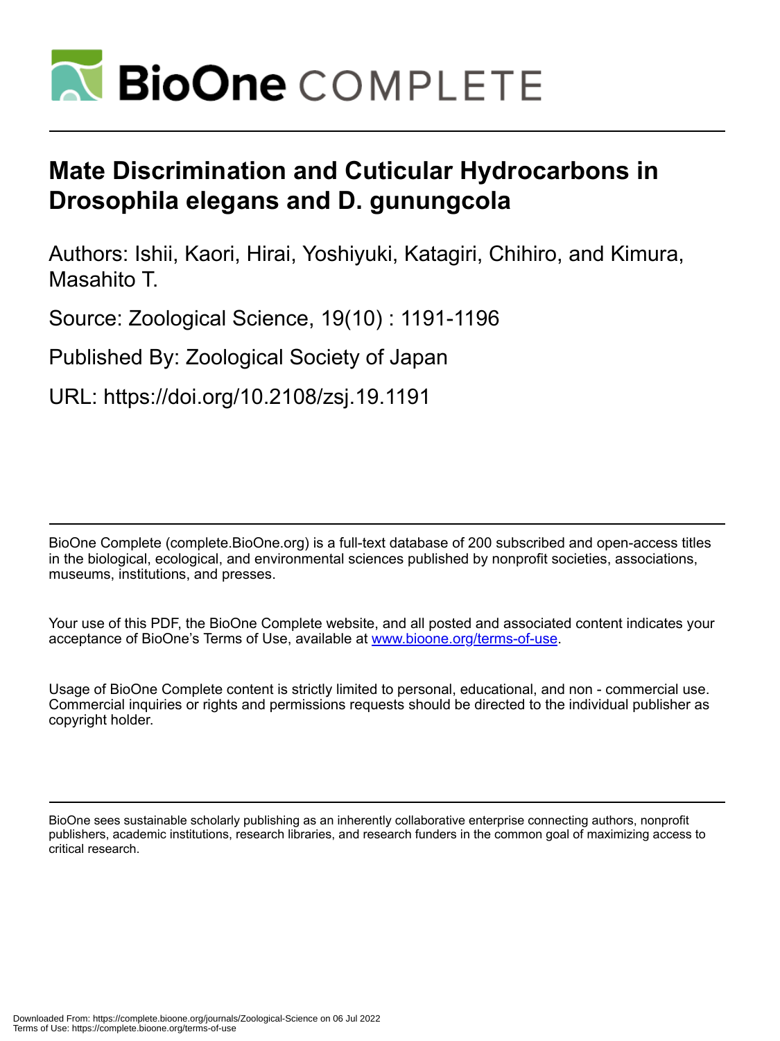# BioOne COMPLETE

## Mate Discrimination and Cuticular Hydrocarbons in Drosophila elegans and D. gunungcola

Authors: Ishii, Kaori, Hirai, Yoshiyuki, Katagiri, Chihiro, and Kimura, Masahito T.

Source: Zoological Science, 19(10) : 1191-1196

Published By: Zoological Society of Japan

URL: https://doi.org/10.2108/zsj.19.1191

---

BioOne Complete (complete.BioOne.org) is a full-text database of 200 subscribed and open-access titles in the biological, ecological, and environmental sciences published by nonprofit societies, associations, museums, institutions, and presses.

Your use of this PDF, the BioOne Complete website, and all posted and associated content indicates your acceptance of BioOne's Terms of Use, available at www.bioone.org/terms-of-use.

Usage of BioOne Complete content is strictly limited to personal, educational, and non - commercial use. Commercial inquiries or rights and permissions requests should be directed to the individual publisher as copyright holder.

---

BioOne sees sustainable scholarly publishing as an inherently collaborative enterprise connecting authors, nonprofit publishers, academic institutions, research libraries, and research funders in the common goal of maximizing access to critical research.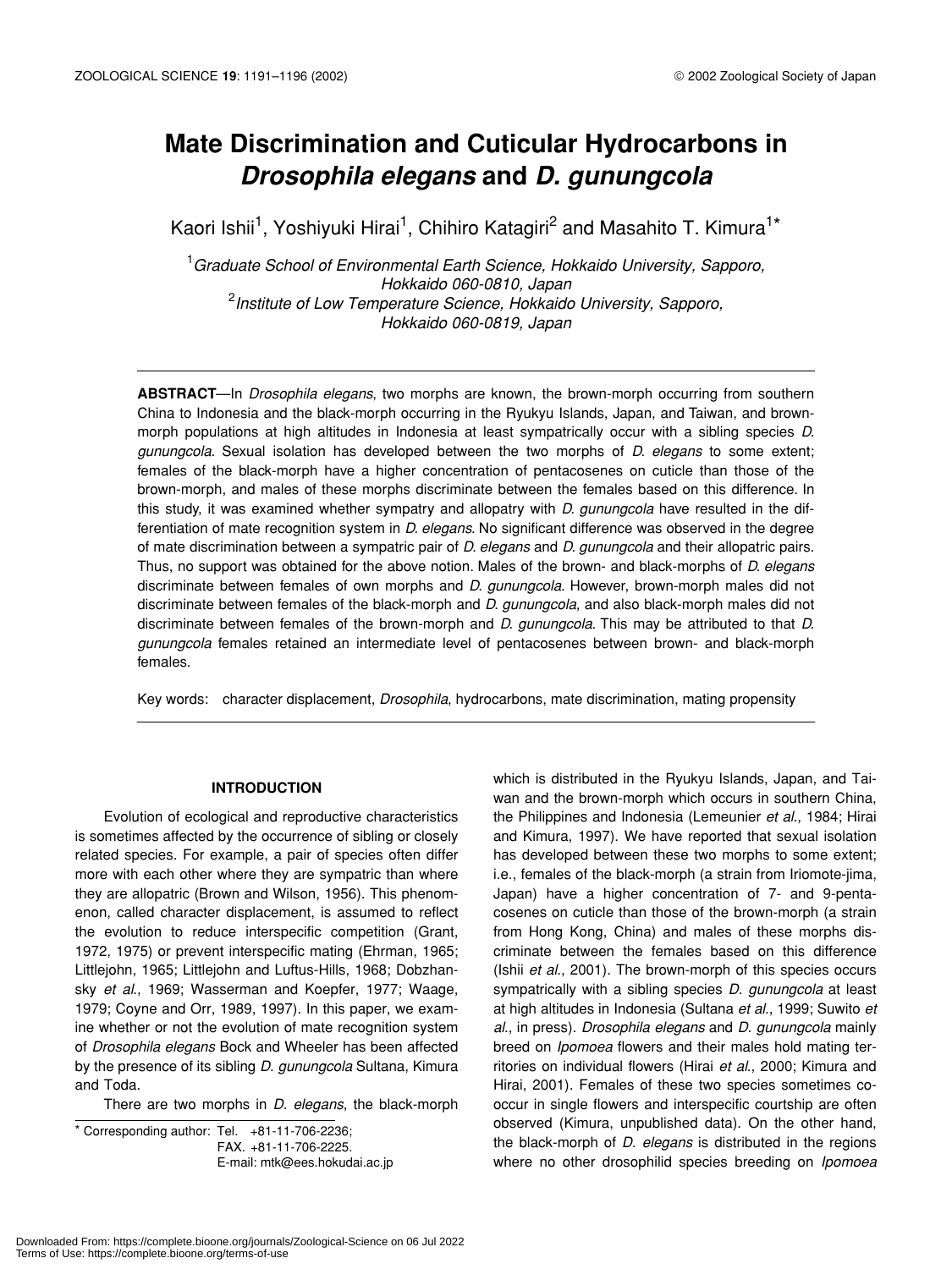# Mate Discrimination and Cuticular Hydrocarbons in *Drosophila elegans* and *D. gunungcola*

Kaori Ishii[1], Yoshiyuki Hirai[1], Chihiro Katagiri[2] and Masahito T. Kimura[1]*

[1]*Graduate School of Environmental Earth Science, Hokkaido University, Sapporo, Hokkaido 060-0810, Japan*
[2]*Institute of Low Temperature Science, Hokkaido University, Sapporo, Hokkaido 060-0819, Japan*

**ABSTRACT**—In *Drosophila elegans*, two morphs are known, the brown-morph occurring from southern China to Indonesia and the black-morph occurring in the Ryukyu Islands, Japan, and Taiwan, and brown-morph populations at high altitudes in Indonesia at least sympatrically occur with a sibling species *D. gunungcola*. Sexual isolation has developed between the two morphs of *D. elegans* to some extent; females of the black-morph have a higher concentration of pentacosenes on cuticle than those of the brown-morph, and males of these morphs discriminate between the females based on this difference. In this study, it was examined whether sympatry and allopatry with *D. gunungcola* have resulted in the differentiation of mate recognition system in *D. elegans*. No significant difference was observed in the degree of mate discrimination between a sympatric pair of *D. elegans* and *D. gunungcola* and their allopatric pairs. Thus, no support was obtained for the above notion. Males of the brown- and black-morphs of *D. elegans* discriminate between females of own morphs and *D. gunungcola*. However, brown-morph males did not discriminate between females of the black-morph and *D. gunungcola*, and also black-morph males did not discriminate between females of the brown-morph and *D. gunungcola*. This may be attributed to that *D. gunungcola* females retained an intermediate level of pentacosenes between brown- and black-morph females.

Key words: character displacement, *Drosophila*, hydrocarbons, mate discrimination, mating propensity

## INTRODUCTION

Evolution of ecological and reproductive characteristics is sometimes affected by the occurrence of sibling or closely related species. For example, a pair of species often differ more with each other where they are sympatric than where they are allopatric (Brown and Wilson, 1956). This phenomenon, called character displacement, is assumed to reflect the evolution to reduce interspecific competition (Grant, 1972, 1975) or prevent interspecific mating (Ehrman, 1965; Littlejohn, 1965; Littlejohn and Luftus-Hills, 1968; Dobzhansky *et al.*, 1969; Wasserman and Koepfer, 1977; Waage, 1979; Coyne and Orr, 1989, 1997). In this paper, we examine whether or not the evolution of mate recognition system of *Drosophila elegans* Bock and Wheeler has been affected by the presence of its sibling *D. gunungcola* Sultana, Kimura and Toda.

There are two morphs in *D. elegans*, the black-morph which is distributed in the Ryukyu Islands, Japan, and Taiwan and the brown-morph which occurs in southern China, the Philippines and Indonesia (Lemeunier *et al.*, 1984; Hirai and Kimura, 1997). We have reported that sexual isolation has developed between these two morphs to some extent; i.e., females of the black-morph (a strain from Iriomote-jima, Japan) have a higher concentration of 7- and 9-pentacosenes on cuticle than those of the brown-morph (a strain from Hong Kong, China) and males of these morphs discriminate between the females based on this difference (Ishii *et al.*, 2001). The brown-morph of this species occurs sympatrically with a sibling species *D. gunungcola* at least at high altitudes in Indonesia (Sultana *et al.*, 1999; Suwito *et al.*, in press). *Drosophila elegans* and *D. gunungcola* mainly breed on *Ipomoea* flowers and their males hold mating territories on individual flowers (Hirai *et al.*, 2000; Kimura and Hirai, 2001). Females of these two species sometimes co-occur in single flowers and interspecific courtship are often observed (Kimura, unpublished data). On the other hand, the black-morph of *D. elegans* is distributed in the regions where no other drosophilid species breeding on *Ipomoea*

* Corresponding author: Tel. +81-11-706-2236;
FAX. +81-11-706-2225.
E-mail: mtk@ees.hokudai.ac.jp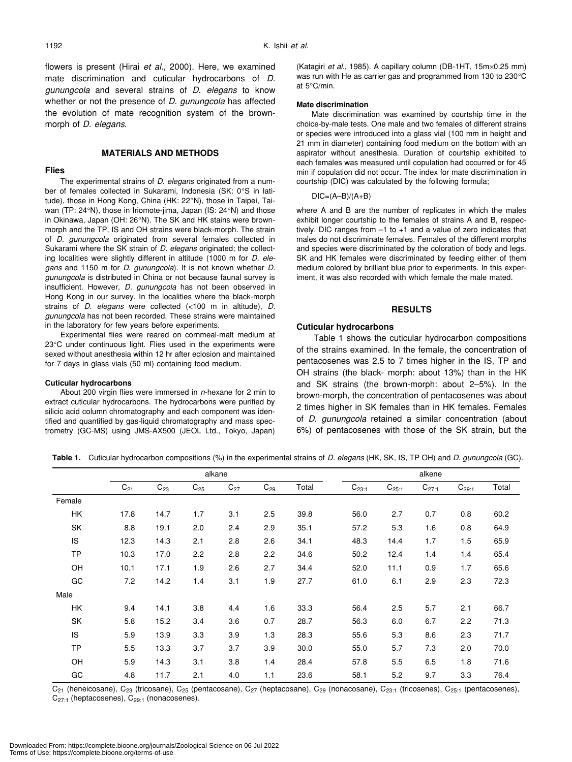flowers is present (Hirai *et al*., 2000). Here, we examined mate discrimination and cuticular hydrocarbons of *D. gunungcola* and several strains of *D. elegans* to know whether or not the presence of *D. gunungcola* has affected the evolution of mate recognition system of the brown-morph of *D. elegans*.

## MATERIALS AND METHODS

### Flies

The experimental strains of *D. elegans* originated from a number of females collected in Sukarami, Indonesia (SK: 0°S in latitude), those in Hong Kong, China (HK: 22°N), those in Taipei, Taiwan (TP: 24°N), those in Iriomote-jima, Japan (IS: 24°N) and those in Okinawa, Japan (OH: 26°N). The SK and HK stains were brown-morph and the TP, IS and OH strains were black-morph. The strain of *D. gunungcola* originated from several females collected in Sukarami where the SK strain of *D. elegans* originated; the collecting localities were slightly different in altitude (1000 m for *D. elegans* and 1150 m for *D. gunungcola*). It is not known whether *D. gunungcola* is distributed in China or not because faunal survey is insufficient. However, *D. gunungcola* has not been observed in Hong Kong in our survey. In the localities where the black-morph strains of *D. elegans* were collected (<100 m in altitude), *D. gunungcola* has not been recorded. These strains were maintained in the laboratory for few years before experiments.

Experimental flies were reared on cornmeal-malt medium at 23°C under continuous light. Flies used in the experiments were sexed without anesthesia within 12 hr after eclosion and maintained for 7 days in glass vials (50 ml) containing food medium.

### Cuticular hydrocarbons

About 200 virgin flies were immersed in *n*-hexane for 2 min to extract cuticular hydrocarbons. The hydrocarbons were purified by silicic acid column chromatography and each component was identified and quantified by gas-liquid chromatography and mass spectrometry (GC-MS) using JMS-AX500 (JEOL Ltd., Tokyo, Japan) (Katagiri *et al*., 1985). A capillary column (DB-1HT, 15m×0.25 mm) was run with He as carrier gas and programmed from 130 to 230°C at 5°C/min.

### Mate discrimination

Mate discrimination was examined by courtship time in the choice-by-male tests. One male and two females of different strains or species were introduced into a glass vial (100 mm in height and 21 mm in diameter) containing food medium on the bottom with an aspirator without anesthesia. Duration of courtship exhibited to each females was measured until copulation had occurred or for 45 min if copulation did not occur. The index for mate discrimination in courtship (DIC) was calculated by the following formula;

$$DIC=(A–B)/(A+B)$$

where A and B are the number of replicates in which the males exhibit longer courtship to the females of strains A and B, respectively. DIC ranges from –1 to +1 and a value of zero indicates that males do not discriminate females. Females of the different morphs and species were discriminated by the coloration of body and legs. SK and HK females were discriminated by feeding either of them medium colored by brilliant blue prior to experiments. In this experiment, it was also recorded with which female the male mated.

## RESULTS

### Cuticular hydrocarbons

Table 1 shows the cuticular hydrocarbon compositions of the strains examined. In the female, the concentration of pentacosenes was 2.5 to 7 times higher in the IS, TP and OH strains (the black- morph: about 13%) than in the HK and SK strains (the brown-morph: about 2–5%). In the brown-morph, the concentration of pentacosenes was about 2 times higher in SK females than in HK females. Females of *D. gunungcola* retained a similar concentration (about 6%) of pentacosenes with those of the SK strain, but the

**Table 1.** Cuticular hydrocarbon compositions (%) in the experimental strains of *D. elegans* (HK, SK, IS, TP OH) and *D. gunungcola* (GC).

| | alkane | | | | | | alkene | | | | |
|---|---|---|---|---|---|---|---|---|---|---|---|
| | $C_{21}$ | $C_{23}$ | $C_{25}$ | $C_{27}$ | $C_{29}$ | Total | $C_{23:1}$ | $C_{25:1}$ | $C_{27:1}$ | $C_{29:1}$ | Total |
| Female | | | | | | | | | | | |
| HK | 17.8 | 14.7 | 1.7 | 3.1 | 2.5 | 39.8 | 56.0 | 2.7 | 0.7 | 0.8 | 60.2 |
| SK | 8.8 | 19.1 | 2.0 | 2.4 | 2.9 | 35.1 | 57.2 | 5.3 | 1.6 | 0.8 | 64.9 |
| IS | 12.3 | 14.3 | 2.1 | 2.8 | 2.6 | 34.1 | 48.3 | 14.4 | 1.7 | 1.5 | 65.9 |
| TP | 10.3 | 17.0 | 2.2 | 2.8 | 2.2 | 34.6 | 50.2 | 12.4 | 1.4 | 1.4 | 65.4 |
| OH | 10.1 | 17.1 | 1.9 | 2.6 | 2.7 | 34.4 | 52.0 | 11.1 | 0.9 | 1.7 | 65.6 |
| GC | 7.2 | 14.2 | 1.4 | 3.1 | 1.9 | 27.7 | 61.0 | 6.1 | 2.9 | 2.3 | 72.3 |
| Male | | | | | | | | | | | |
| HK | 9.4 | 14.1 | 3.8 | 4.4 | 1.6 | 33.3 | 56.4 | 2.5 | 5.7 | 2.1 | 66.7 |
| SK | 5.8 | 15.2 | 3.4 | 3.6 | 0.7 | 28.7 | 56.3 | 6.0 | 6.7 | 2.2 | 71.3 |
| IS | 5.9 | 13.9 | 3.3 | 3.9 | 1.3 | 28.3 | 55.6 | 5.3 | 8.6 | 2.3 | 71.7 |
| TP | 5.5 | 13.3 | 3.7 | 3.7 | 3.9 | 30.0 | 55.0 | 5.7 | 7.3 | 2.0 | 70.0 |
| OH | 5.9 | 14.3 | 3.1 | 3.8 | 1.4 | 28.4 | 57.8 | 5.5 | 6.5 | 1.8 | 71.6 |
| GC | 4.8 | 11.7 | 2.1 | 4.0 | 1.1 | 23.6 | 58.1 | 5.2 | 9.7 | 3.3 | 76.4 |

$C_{21}$ (heneicosane), $C_{23}$ (tricosane), $C_{25}$ (pentacosane), $C_{27}$ (heptacosane), $C_{29}$ (nonacosane), $C_{23:1}$ (tricosenes), $C_{25:1}$ (pentacosenes), $C_{27:1}$ (heptacosenes), $C_{29:1}$ (nonacosenes).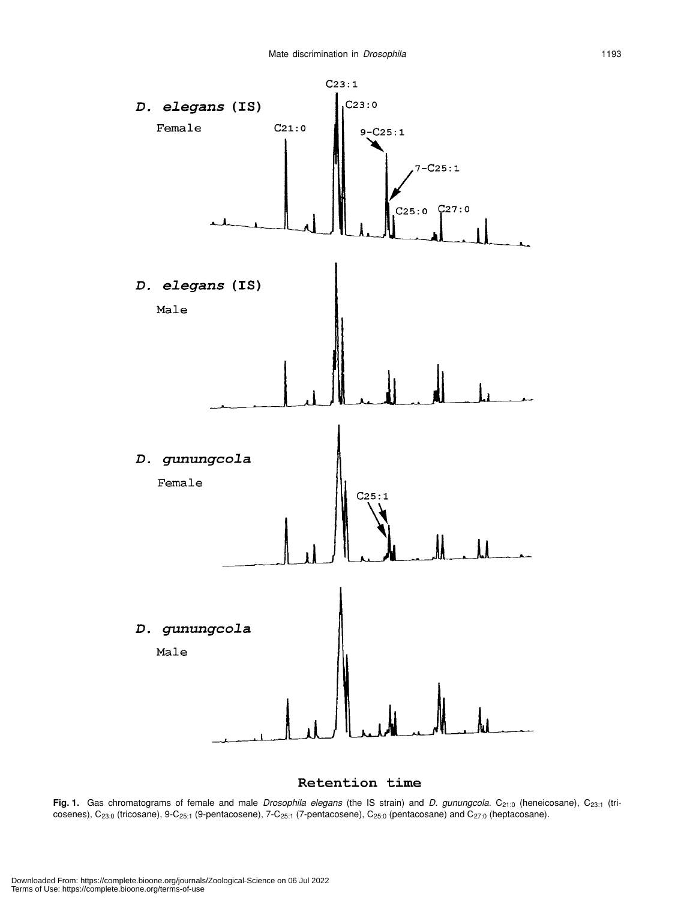**Fig. 1.** Gas chromatograms of female and male *Drosophila elegans* (the IS strain) and *D. gunungcola*. $C_{21:0}$ (heneicosane), $C_{23:1}$ (tricosenes), $C_{23:0}$ (tricosane), 9-$C_{25:1}$ (9-pentacosene), 7-$C_{25:1}$ (7-pentacosene), $C_{25:0}$ (pentacosane) and $C_{27:0}$ (heptacosane).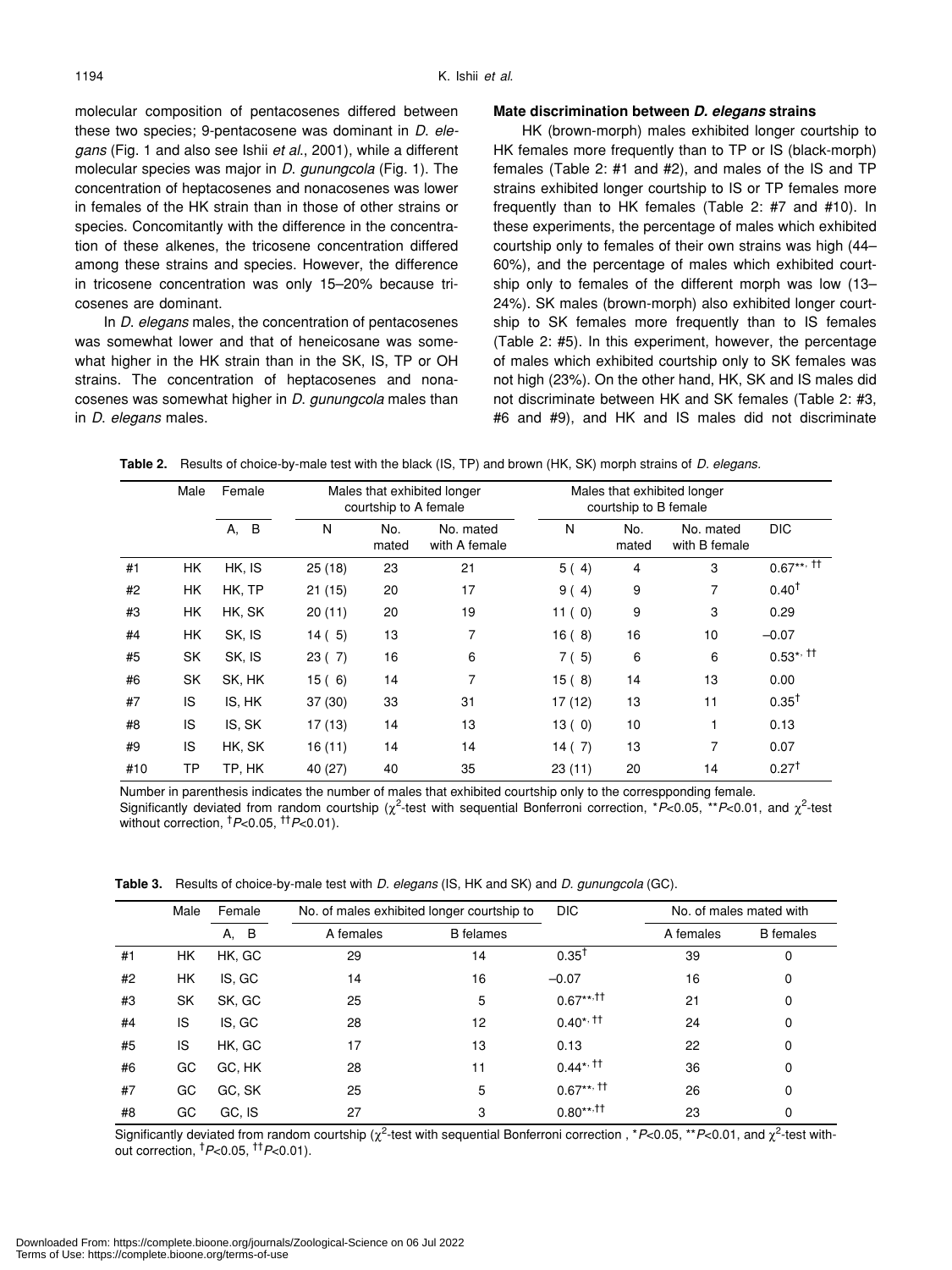molecular composition of pentacosenes differed between these two species; 9-pentacosene was dominant in *D. elegans* (Fig. 1 and also see Ishii *et al.*, 2001), while a different molecular species was major in *D. gunungcola* (Fig. 1). The concentration of heptacosenes and nonacosenes was lower in females of the HK strain than in those of other strains or species. Concomitantly with the difference in the concentration of these alkenes, the tricosene concentration differed among these strains and species. However, the difference in tricosene concentration was only 15–20% because tricosenes are dominant.

In *D. elegans* males, the concentration of pentacosenes was somewhat lower and that of heneicosane was somewhat higher in the HK strain than in the SK, IS, TP or OH strains. The concentration of heptacosenes and nonacosenes was somewhat higher in *D. gunungcola* males than in *D. elegans* males.

### Mate discrimination between *D. elegans* strains

HK (brown-morph) males exhibited longer courtship to HK females more frequently than to TP or IS (black-morph) females (Table 2: #1 and #2), and males of the IS and TP strains exhibited longer courtship to IS or TP females more frequently than to HK females (Table 2: #7 and #10). In these experiments, the percentage of males which exhibited courtship only to females of their own strains was high (44–60%), and the percentage of males which exhibited courtship only to females of the different morph was low (13–24%). SK males (brown-morph) also exhibited longer courtship to SK females more frequently than to IS females (Table 2: #5). In this experiment, however, the percentage of males which exhibited courtship only to SK females was not high (23%). On the other hand, HK, SK and IS males did not discriminate between HK and SK females (Table 2: #3, #6 and #9), and HK and IS males did not discriminate

**Table 2.** Results of choice-by-male test with the black (IS, TP) and brown (HK, SK) morph strains of *D. elegans*.

| | Male | Female | Males that exhibited longer courtship to A female | | | Males that exhibited longer courtship to B female | | | |
|---|---|---|---|---|---|---|---|---|---|
| | | A, B | N | No. mated | No. mated with A female | N | No. mated | No. mated with B female | DIC |
| #1 | HK | HK, IS | 25 (18) | 23 | 21 | 5 ( 4) | 4 | 3 | 0.67**, †† |
| #2 | HK | HK, TP | 21 (15) | 20 | 17 | 9 ( 4) | 9 | 7 | 0.40† |
| #3 | HK | HK, SK | 20 (11) | 20 | 19 | 11 ( 0) | 9 | 3 | 0.29 |
| #4 | HK | SK, IS | 14 ( 5) | 13 | 7 | 16 ( 8) | 16 | 10 | –0.07 |
| #5 | SK | SK, IS | 23 ( 7) | 16 | 6 | 7 ( 5) | 6 | 6 | 0.53*, †† |
| #6 | SK | SK, HK | 15 ( 6) | 14 | 7 | 15 ( 8) | 14 | 13 | 0.00 |
| #7 | IS | IS, HK | 37 (30) | 33 | 31 | 17 (12) | 13 | 11 | 0.35† |
| #8 | IS | IS, SK | 17 (13) | 14 | 13 | 13 ( 0) | 10 | 1 | 0.13 |
| #9 | IS | HK, SK | 16 (11) | 14 | 14 | 14 ( 7) | 13 | 7 | 0.07 |
| #10 | TP | TP, HK | 40 (27) | 40 | 35 | 23 (11) | 20 | 14 | 0.27† |

Number in parenthesis indicates the number of males that exhibited courtship only to the correspponding female.
Significantly deviated from random courtship ($\chi^2$-test with sequential Bonferroni correction, \**P*<0.05, \*\**P*<0.01, and $\chi^2$-test without correction, †*P*<0.05, ††*P*<0.01).

**Table 3.** Results of choice-by-male test with *D. elegans* (IS, HK and SK) and *D. gunungcola* (GC).

| | Male | Female | No. of males exhibited longer courtship to | | DIC | No. of males mated with | |
|---|---|---|---|---|---|---|---|
| | | A, B | A females | B felames | | A females | B females |
| #1 | HK | HK, GC | 29 | 14 | 0.35† | 39 | 0 |
| #2 | HK | IS, GC | 14 | 16 | –0.07 | 16 | 0 |
| #3 | SK | SK, GC | 25 | 5 | 0.67**,†† | 21 | 0 |
| #4 | IS | IS, GC | 28 | 12 | 0.40*, †† | 24 | 0 |
| #5 | IS | HK, GC | 17 | 13 | 0.13 | 22 | 0 |
| #6 | GC | GC, HK | 28 | 11 | 0.44*, †† | 36 | 0 |
| #7 | GC | GC, SK | 25 | 5 | 0.67**, †† | 26 | 0 |
| #8 | GC | GC, IS | 27 | 3 | 0.80**,†† | 23 | 0 |

Significantly deviated from random courtship ($\chi^2$-test with sequential Bonferroni correction , \**P*<0.05, \*\**P*<0.01, and $\chi^2$-test without correction, †*P*<0.05, ††*P*<0.01).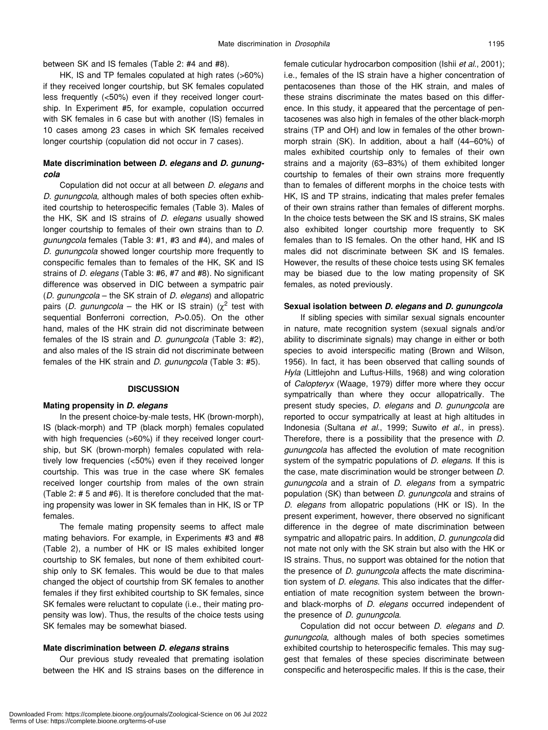between SK and IS females (Table 2: #4 and #8).

HK, IS and TP females copulated at high rates (>60%) if they received longer courtship, but SK females copulated less frequently (<50%) even if they received longer courtship. In Experiment #5, for example, copulation occurred with SK females in 6 case but with another (IS) females in 10 cases among 23 cases in which SK females received longer courtship (copulation did not occur in 7 cases).

### Mate discrimination between *D. elegans* and *D. gunungcola*

Copulation did not occur at all between *D. elegans* and *D. gunungcola*, although males of both species often exhibited courtship to heterospecific females (Table 3). Males of the HK, SK and IS strains of *D. elegans* usually showed longer courtship to females of their own strains than to *D. gunungcola* females (Table 3: #1, #3 and #4), and males of *D. gunungcola* showed longer courtship more frequently to conspecific females than to females of the HK, SK and IS strains of *D. elegans* (Table 3: #6, #7 and #8). No significant difference was observed in DIC between a sympatric pair (*D. gunungcola* – the SK strain of *D. elegans*) and allopatric pairs (*D. gunungcola* – the HK or IS strain) ($\chi^2$ test with sequential Bonferroni correction, $P$>0.05). On the other hand, males of the HK strain did not discriminate between females of the IS strain and *D. gunungcola* (Table 3: #2), and also males of the IS strain did not discriminate between females of the HK strain and *D. gunungcola* (Table 3: #5).

## DISCUSSION

### Mating propensity in *D. elegans*

In the present choice-by-male tests, HK (brown-morph), IS (black-morph) and TP (black morph) females copulated with high frequencies (>60%) if they received longer courtship, but SK (brown-morph) females copulated with relatively low frequencies (<50%) even if they received longer courtship. This was true in the case where SK females received longer courtship from males of the own strain (Table 2: # 5 and #6). It is therefore concluded that the mating propensity was lower in SK females than in HK, IS or TP females.

The female mating propensity seems to affect male mating behaviors. For example, in Experiments #3 and #8 (Table 2), a number of HK or IS males exhibited longer courtship to SK females, but none of them exhibited courtship only to SK females. This would be due to that males changed the object of courtship from SK females to another females if they first exhibited courtship to SK females, since SK females were reluctant to copulate (i.e., their mating propensity was low). Thus, the results of the choice tests using SK females may be somewhat biased.

### Mate discrimination between *D. elegans* strains

Our previous study revealed that premating isolation between the HK and IS strains bases on the difference in female cuticular hydrocarbon composition (Ishii *et al*., 2001); i.e., females of the IS strain have a higher concentration of pentacosenes than those of the HK strain, and males of these strains discriminate the mates based on this difference. In this study, it appeared that the percentage of pentacosenes was also high in females of the other black-morph strains (TP and OH) and low in females of the other brown-morph strain (SK). In addition, about a half (44–60%) of males exhibited courtship only to females of their own strains and a majority (63–83%) of them exhibited longer courtship to females of their own strains more frequently than to females of different morphs in the choice tests with HK, IS and TP strains, indicating that males prefer females of their own strains rather than females of different morphs. In the choice tests between the SK and IS strains, SK males also exhibited longer courtship more frequently to SK females than to IS females. On the other hand, HK and IS males did not discriminate between SK and IS females. However, the results of these choice tests using SK females may be biased due to the low mating propensity of SK females, as noted previously.

### Sexual isolation between *D. elegans* and *D. gunungcola*

If sibling species with similar sexual signals encounter in nature, mate recognition system (sexual signals and/or ability to discriminate signals) may change in either or both species to avoid interspecific mating (Brown and Wilson, 1956). In fact, it has been observed that calling sounds of *Hyla* (Littlejohn and Luftus-Hills, 1968) and wing coloration of *Calopteryx* (Waage, 1979) differ more where they occur sympatrically than where they occur allopatrically. The present study species, *D. elegans* and *D. gunungcola* are reported to occur sympatrically at least at high altitudes in Indonesia (Sultana *et al*., 1999; Suwito *et al*., in press). Therefore, there is a possibility that the presence with *D. gunungcola* has affected the evolution of mate recognition system of the sympatric populations of *D. elegans*. If this is the case, mate discrimination would be stronger between *D. gunungcola* and a strain of *D. elegans* from a sympatric population (SK) than between *D. gunungcola* and strains of *D. elegans* from allopatric populations (HK or IS). In the present experiment, however, there observed no significant difference in the degree of mate discrimination between sympatric and allopatric pairs. In addition, *D. gunungcola* did not mate not only with the SK strain but also with the HK or IS strains. Thus, no support was obtained for the notion that the presence of *D. gunungcola* affects the mate discrimination system of *D. elegans*. This also indicates that the differentiation of mate recognition system between the brown- and black-morphs of *D. elegans* occurred independent of the presence of *D. gunungcola*.

Copulation did not occur between *D. elegans* and *D. gunungcola*, although males of both species sometimes exhibited courtship to heterospecific females. This may suggest that females of these species discriminate between conspecific and heterospecific males. If this is the case, their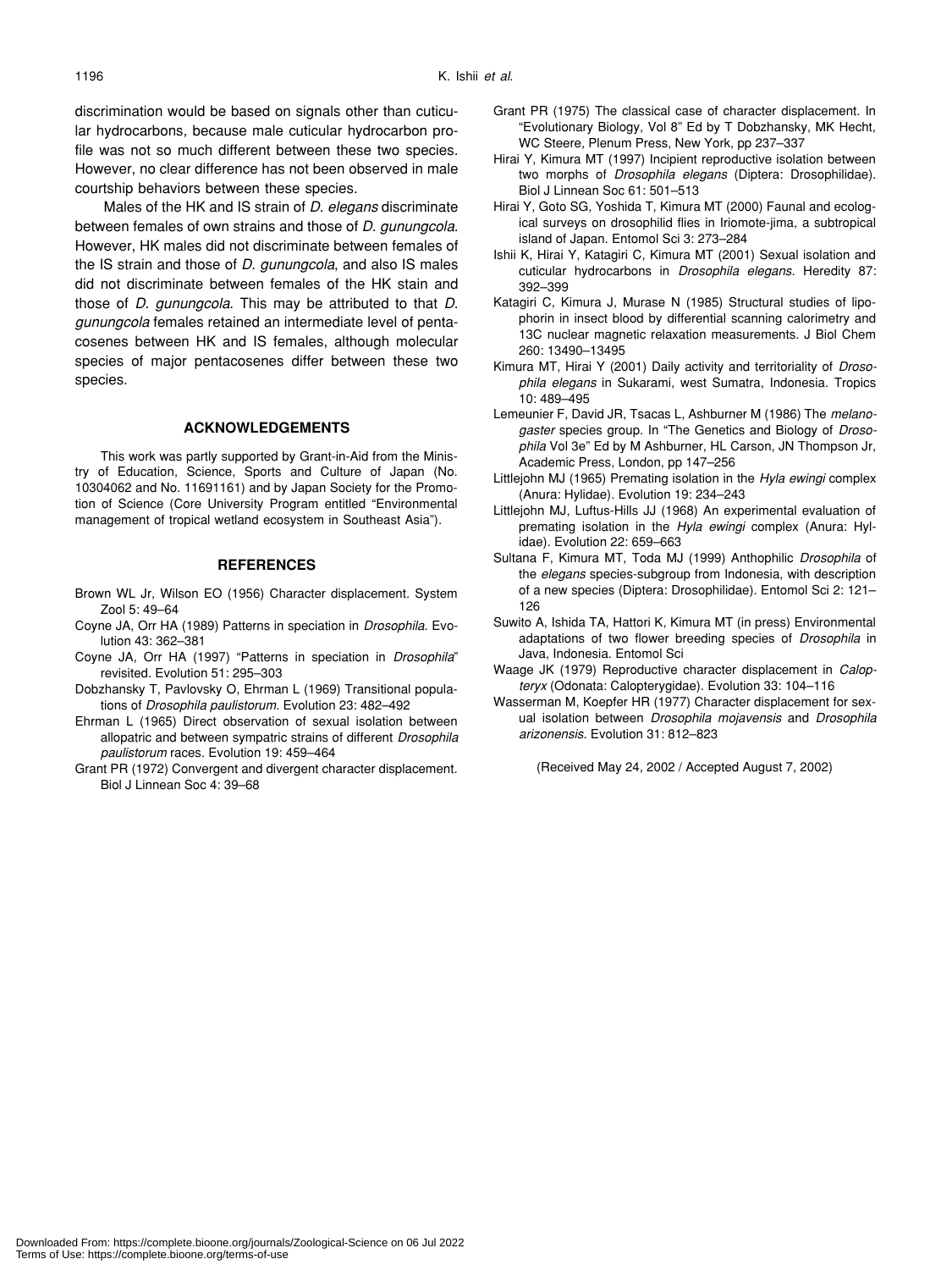discrimination would be based on signals other than cuticular hydrocarbons, because male cuticular hydrocarbon profile was not so much different between these two species. However, no clear difference has not been observed in male courtship behaviors between these species.

Males of the HK and IS strain of *D. elegans* discriminate between females of own strains and those of *D. gunungcola*. However, HK males did not discriminate between females of the IS strain and those of *D. gunungcola*, and also IS males did not discriminate between females of the HK stain and those of *D. gunungcola*. This may be attributed to that *D. gunungcola* females retained an intermediate level of pentacosenes between HK and IS females, although molecular species of major pentacosenes differ between these two species.

## ACKNOWLEDGEMENTS

This work was partly supported by Grant-in-Aid from the Ministry of Education, Science, Sports and Culture of Japan (No. 10304062 and No. 11691161) and by Japan Society for the Promotion of Science (Core University Program entitled "Environmental management of tropical wetland ecosystem in Southeast Asia").

## REFERENCES

Brown WL Jr, Wilson EO (1956) Character displacement. System Zool 5: 49–64

Coyne JA, Orr HA (1989) Patterns in speciation in *Drosophila*. Evolution 43: 362–381

Coyne JA, Orr HA (1997) "Patterns in speciation in *Drosophila*" revisited. Evolution 51: 295–303

Dobzhansky T, Pavlovsky O, Ehrman L (1969) Transitional populations of *Drosophila paulistorum*. Evolution 23: 482–492

Ehrman L (1965) Direct observation of sexual isolation between allopatric and between sympatric strains of different *Drosophila paulistorum* races. Evolution 19: 459–464

Grant PR (1972) Convergent and divergent character displacement. Biol J Linnean Soc 4: 39–68

Grant PR (1975) The classical case of character displacement. In "Evolutionary Biology, Vol 8" Ed by T Dobzhansky, MK Hecht, WC Steere, Plenum Press, New York, pp 237–337

Hirai Y, Kimura MT (1997) Incipient reproductive isolation between two morphs of *Drosophila elegans* (Diptera: Drosophilidae). Biol J Linnean Soc 61: 501–513

Hirai Y, Goto SG, Yoshida T, Kimura MT (2000) Faunal and ecological surveys on drosophilid flies in Iriomote-jima, a subtropical island of Japan. Entomol Sci 3: 273–284

Ishii K, Hirai Y, Katagiri C, Kimura MT (2001) Sexual isolation and cuticular hydrocarbons in *Drosophila elegans*. Heredity 87: 392–399

Katagiri C, Kimura J, Murase N (1985) Structural studies of lipophorin in insect blood by differential scanning calorimetry and 13C nuclear magnetic relaxation measurements. J Biol Chem 260: 13490–13495

Kimura MT, Hirai Y (2001) Daily activity and territoriality of *Drosophila elegans* in Sukarami, west Sumatra, Indonesia. Tropics 10: 489–495

Lemeunier F, David JR, Tsacas L, Ashburner M (1986) The *melanogaster* species group. In "The Genetics and Biology of *Drosophila* Vol 3e" Ed by M Ashburner, HL Carson, JN Thompson Jr, Academic Press, London, pp 147–256

Littlejohn MJ (1965) Premating isolation in the *Hyla ewingi* complex (Anura: Hylidae). Evolution 19: 234–243

Littlejohn MJ, Luftus-Hills JJ (1968) An experimental evaluation of premating isolation in the *Hyla ewingi* complex (Anura: Hylidae). Evolution 22: 659–663

Sultana F, Kimura MT, Toda MJ (1999) Anthophilic *Drosophila* of the *elegans* species-subgroup from Indonesia, with description of a new species (Diptera: Drosophilidae). Entomol Sci 2: 121–126

Suwito A, Ishida TA, Hattori K, Kimura MT (in press) Environmental adaptations of two flower breeding species of *Drosophila* in Java, Indonesia. Entomol Sci

Waage JK (1979) Reproductive character displacement in *Calopteryx* (Odonata: Calopterygidae). Evolution 33: 104–116

Wasserman M, Koepfer HR (1977) Character displacement for sexual isolation between *Drosophila mojavensis* and *Drosophila arizonensis*. Evolution 31: 812–823

(Received May 24, 2002 / Accepted August 7, 2002)